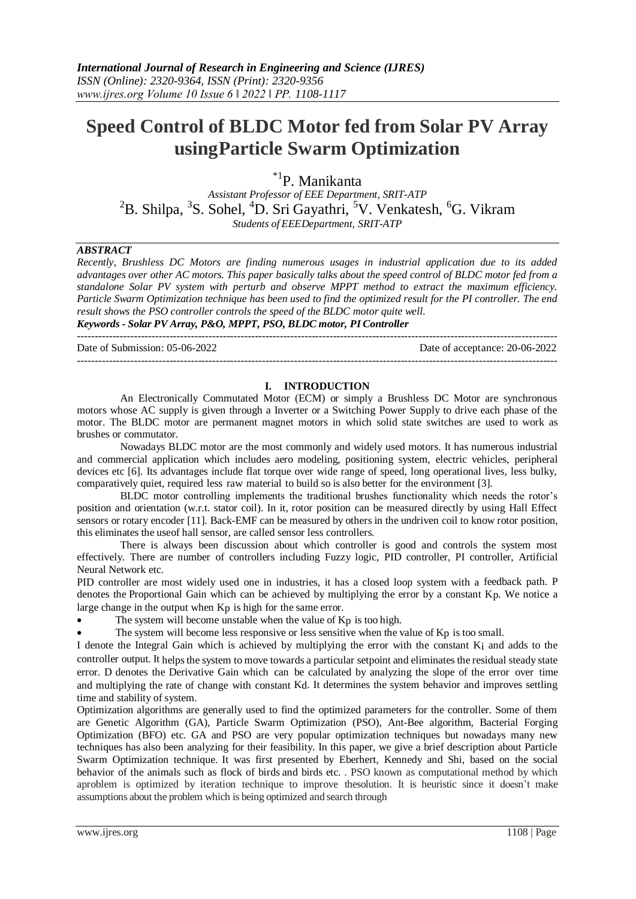# Speed Control of BLDC Motor fed from Solar PV Array usingParticle Swarm Optimization

*[1]P. Manikanta

*Assistant Professor of EEE Department, SRIT-ATP*

[2]B. Shilpa, [3]S. Sohel, [4]D. Sri Gayathri, [5]V. Venkatesh, [6]G. Vikram

*Students of EEEDepartment, SRIT-ATP*

***ABSTRACT***

*Recently, Brushless DC Motors are finding numerous usages in industrial application due to its added advantages over other AC motors. This paper basically talks about the speed control of BLDC motor fed from a standalone Solar PV system with perturb and observe MPPT method to extract the maximum efficiency. Particle Swarm Optimization technique has been used to find the optimized result for the PI controller. The end result shows the PSO controller controls the speed of the BLDC motor quite well.*

***Keywords - Solar PV Array, P&O, MPPT, PSO, BLDC motor, PI Controller***

Date of Submission: 05-06-2022 | Date of acceptance: 20-06-2022

## I. INTRODUCTION

An Electronically Commutated Motor (ECM) or simply a Brushless DC Motor are synchronous motors whose AC supply is given through a Inverter or a Switching Power Supply to drive each phase of the motor. The BLDC motor are permanent magnet motors in which solid state switches are used to work as brushes or commutator.

Nowadays BLDC motor are the most commonly and widely used motors. It has numerous industrial and commercial application which includes aero modeling, positioning system, electric vehicles, peripheral devices etc [6]. Its advantages include flat torque over wide range of speed, long operational lives, less bulky, comparatively quiet, required less raw material to build so is also better for the environment [3].

BLDC motor controlling implements the traditional brushes functionality which needs the rotor's position and orientation (w.r.t. stator coil). In it, rotor position can be measured directly by using Hall Effect sensors or rotary encoder [11]. Back-EMF can be measured by others in the undriven coil to know rotor position, this eliminates the useof hall sensor, are called sensor less controllers.

There is always been discussion about which controller is good and controls the system most effectively. There are number of controllers including Fuzzy logic, PID controller, PI controller, Artificial Neural Network etc.

PID controller are most widely used one in industries, it has a closed loop system with a feedback path. P denotes the Proportional Gain which can be achieved by multiplying the error by a constant $K_p$. We notice a large change in the output when $K_p$ is high for the same error.

- The system will become unstable when the value of $K_p$ is too high.
- The system will become less responsive or less sensitive when the value of $K_p$ is too small.

I denote the Integral Gain which is achieved by multiplying the error with the constant $K_i$ and adds to the controller output. It helps the system to move towards a particular setpoint and eliminates the residual steady state error. D denotes the Derivative Gain which can be calculated by analyzing the slope of the error over time and multiplying the rate of change with constant Kd. It determines the system behavior and improves settling time and stability of system.

Optimization algorithms are generally used to find the optimized parameters for the controller. Some of them are Genetic Algorithm (GA), Particle Swarm Optimization (PSO), Ant-Bee algorithm, Bacterial Forging Optimization (BFO) etc. GA and PSO are very popular optimization techniques but nowadays many new techniques has also been analyzing for their feasibility. In this paper, we give a brief description about Particle Swarm Optimization technique. It was first presented by Eberhert, Kennedy and Shi, based on the social behavior of the animals such as flock of birds and birds etc. . PSO known as computational method by which aproblem is optimized by iteration technique to improve thesolution. It is heuristic since it doesn't make assumptions about the problem which is being optimized and search through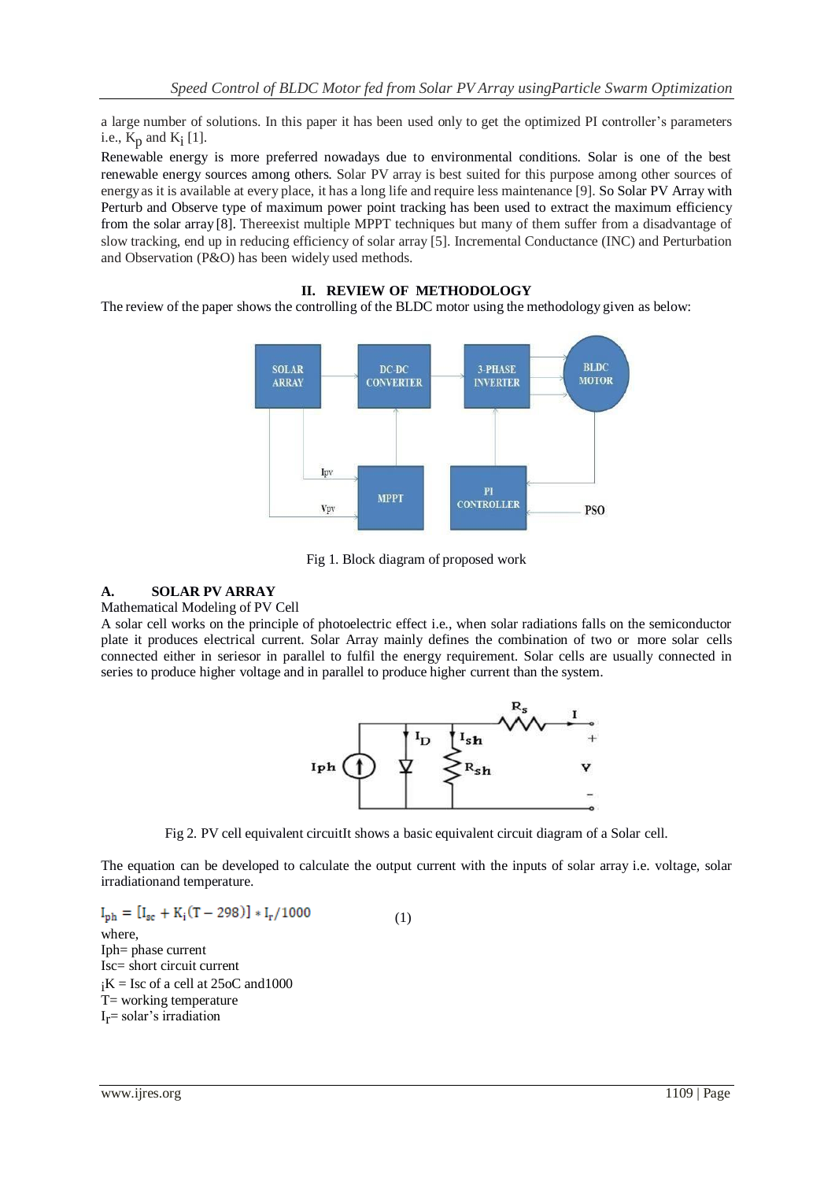a large number of solutions. In this paper it has been used only to get the optimized PI controller's parameters i.e., $K_p$ and $K_i$ [1].

Renewable energy is more preferred nowadays due to environmental conditions. Solar is one of the best renewable energy sources among others. Solar PV array is best suited for this purpose among other sources of energy as it is available at every place, it has a long life and require less maintenance [9]. So Solar PV Array with Perturb and Observe type of maximum power point tracking has been used to extract the maximum efficiency from the solar array [8]. Thereexist multiple MPPT techniques but many of them suffer from a disadvantage of slow tracking, end up in reducing efficiency of solar array [5]. Incremental Conductance (INC) and Perturbation and Observation (P&O) has been widely used methods.

## II. REVIEW OF METHODOLOGY

The review of the paper shows the controlling of the BLDC motor using the methodology given as below:

Fig 1. Block diagram of proposed work

### A. SOLAR PV ARRAY

Mathematical Modeling of PV Cell

A solar cell works on the principle of photoelectric effect i.e., when solar radiations falls on the semiconductor plate it produces electrical current. Solar Array mainly defines the combination of two or more solar cells connected either in seriesor in parallel to fulfil the energy requirement. Solar cells are usually connected in series to produce higher voltage and in parallel to produce higher current than the system.

Fig 2. PV cell equivalent circuitIt shows a basic equivalent circuit diagram of a Solar cell.

The equation can be developed to calculate the output current with the inputs of solar array i.e. voltage, solar irradiationand temperature.

$$I_{ph} = [I_{sc} + K_i(T - 298)] * I_r/1000 \quad (1)$$

where,

Iph= phase current

Isc= short circuit current

$_i$K = Isc of a cell at 25oC and1000

T= working temperature

$I_r$= solar's irradiation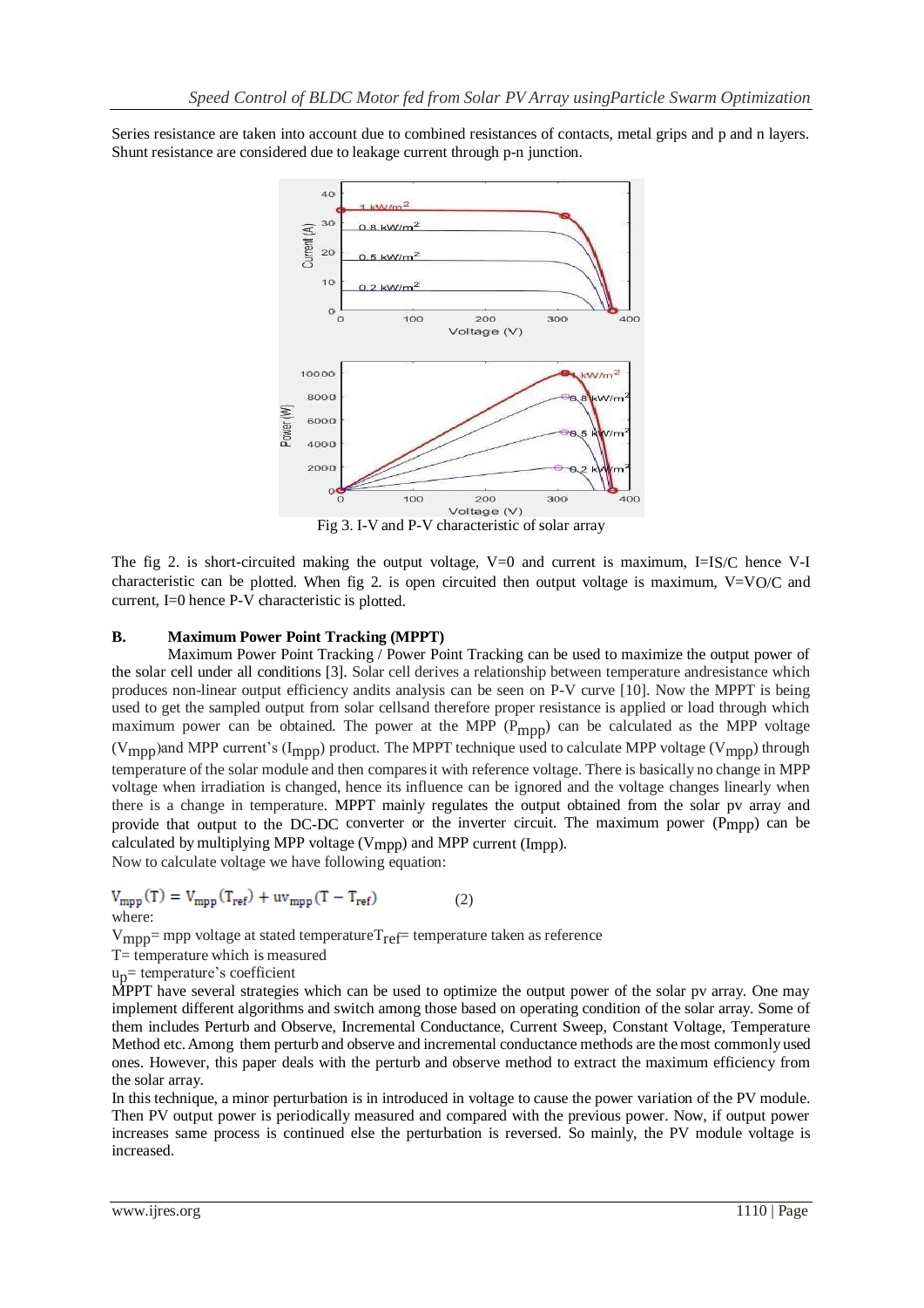Series resistance are taken into account due to combined resistances of contacts, metal grips and p and n layers. Shunt resistance are considered due to leakage current through p-n junction.

Fig 3. I-V and P-V characteristic of solar array

The fig 2. is short-circuited making the output voltage, V=0 and current is maximum, I=IS/C hence V-I characteristic can be plotted. When fig 2. is open circuited then output voltage is maximum, V=VO/C and current, I=0 hence P-V characteristic is plotted.

### B. Maximum Power Point Tracking (MPPT)

Maximum Power Point Tracking / Power Point Tracking can be used to maximize the output power of the solar cell under all conditions [3]. Solar cell derives a relationship between temperature andresistance which produces non-linear output efficiency andits analysis can be seen on P-V curve [10]. Now the MPPT is being used to get the sampled output from solar cellsand therefore proper resistance is applied or load through which maximum power can be obtained. The power at the MPP ($P_{mpp}$) can be calculated as the MPP voltage ($V_{mpp}$)and MPP current's ($I_{mpp}$) product. The MPPT technique used to calculate MPP voltage ($V_{mpp}$) through temperature of the solar module and then compares it with reference voltage. There is basically no change in MPP voltage when irradiation is changed, hence its influence can be ignored and the voltage changes linearly when there is a change in temperature. MPPT mainly regulates the output obtained from the solar pv array and provide that output to the DC-DC converter or the inverter circuit. The maximum power ($P_{mpp}$) can be calculated by multiplying MPP voltage ($V_{mpp}$) and MPP current (Impp).

Now to calculate voltage we have following equation:

$$V_{mpp}(T) = V_{mpp}(T_{ref}) + uv_{mpp}(T - T_{ref}) \qquad (2)$$

where:

$V_{mpp}$= mpp voltage at stated temperature$T_{ref}$= temperature taken as reference

T= temperature which is measured

$u_p$= temperature's coefficient

MPPT have several strategies which can be used to optimize the output power of the solar pv array. One may implement different algorithms and switch among those based on operating condition of the solar array. Some of them includes Perturb and Observe, Incremental Conductance, Current Sweep, Constant Voltage, Temperature Method etc. Among them perturb and observe and incremental conductance methods are the most commonly used ones. However, this paper deals with the perturb and observe method to extract the maximum efficiency from the solar array.

In this technique, a minor perturbation is in introduced in voltage to cause the power variation of the PV module. Then PV output power is periodically measured and compared with the previous power. Now, if output power increases same process is continued else the perturbation is reversed. So mainly, the PV module voltage is increased.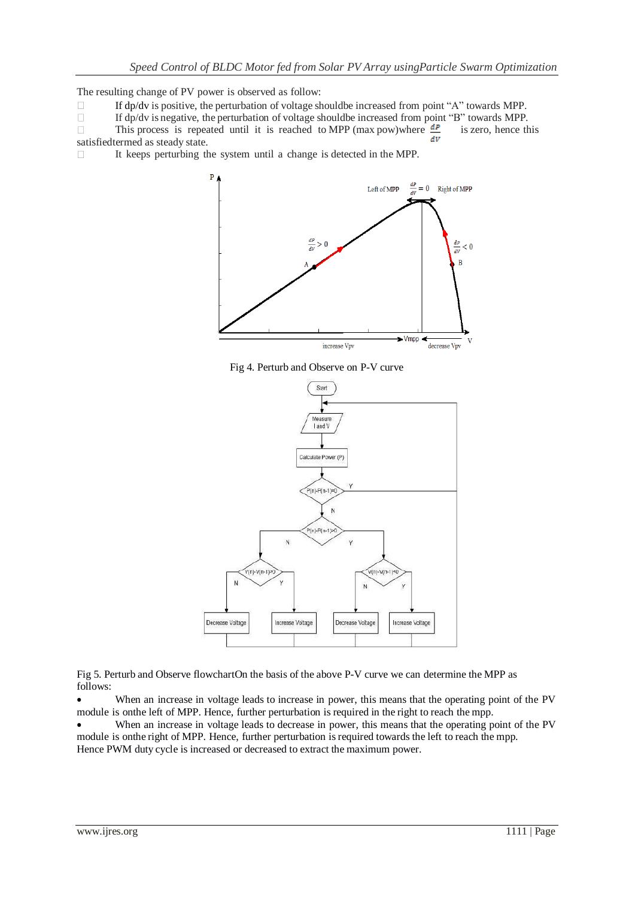The resulting change of PV power is observed as follow:

- If dp/dv is positive, the perturbation of voltage shouldbe increased from point "A" towards MPP.
- If dp/dv is negative, the perturbation of voltage shouldbe increased from point "B" towards MPP.
- This process is repeated until it is reached to MPP (max pow)where $\frac{dP}{dV}$ is zero, hence this satisfiedtermed as steady state.
- It keeps perturbing the system until a change is detected in the MPP.

Fig 4. Perturb and Observe on P-V curve

Fig 5. Perturb and Observe flowchartOn the basis of the above P-V curve we can determine the MPP as follows:

- When an increase in voltage leads to increase in power, this means that the operating point of the PV module is onthe left of MPP. Hence, further perturbation is required in the right to reach the mpp.
- When an increase in voltage leads to decrease in power, this means that the operating point of the PV module is onthe right of MPP. Hence, further perturbation is required towards the left to reach the mpp.

Hence PWM duty cycle is increased or decreased to extract the maximum power.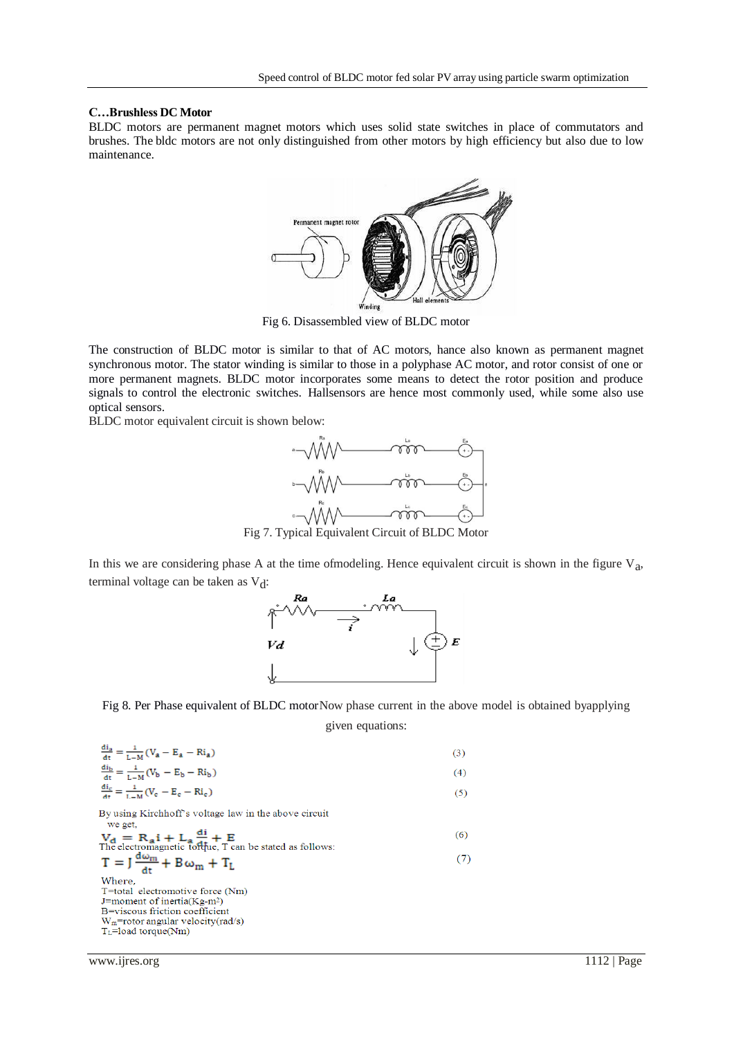### C…Brushless DC Motor

BLDC motors are permanent magnet motors which uses solid state switches in place of commutators and brushes. The bldc motors are not only distinguished from other motors by high efficiency but also due to low maintenance.

Fig 6. Disassembled view of BLDC motor

The construction of BLDC motor is similar to that of AC motors, hance also known as permanent magnet synchronous motor. The stator winding is similar to those in a polyphase AC motor, and rotor consist of one or more permanent magnets. BLDC motor incorporates some means to detect the rotor position and produce signals to control the electronic switches. Hallsensors are hence most commonly used, while some also use optical sensors.

BLDC motor equivalent circuit is shown below:

Fig 7. Typical Equivalent Circuit of BLDC Motor

In this we are considering phase A at the time ofmodeling. Hence equivalent circuit is shown in the figure $V_a$, terminal voltage can be taken as $V_d$:

Fig 8. Per Phase equivalent of BLDC motorNow phase current in the above model is obtained byapplying given equations:

$$\frac{di_a}{dt} = \frac{1}{L-M}(V_a - E_a - Ri_a) \quad (3)$$

$$\frac{di_b}{dt} = \frac{1}{L-M}(V_b - E_b - Ri_b) \quad (4)$$

$$\frac{di_c}{dt} = \frac{1}{L-M}(V_c - E_c - Ri_c) \quad (5)$$

By using Kirchhoff's voltage law in the above circuit we get,

$$V_d = R_a i + L_a \frac{di}{dt} + E \quad (6)$$

The electromagnetic torque, T can be stated as follows:

$$T = J\frac{d\omega_m}{dt} + B\omega_m + T_L \quad (7)$$

Where,
T=total electromotive force (Nm)
J=moment of inertia(Kg-m²)
B=viscous friction coefficient
$W_m$=rotor angular velocity(rad/s)
$T_L$=load torque(Nm)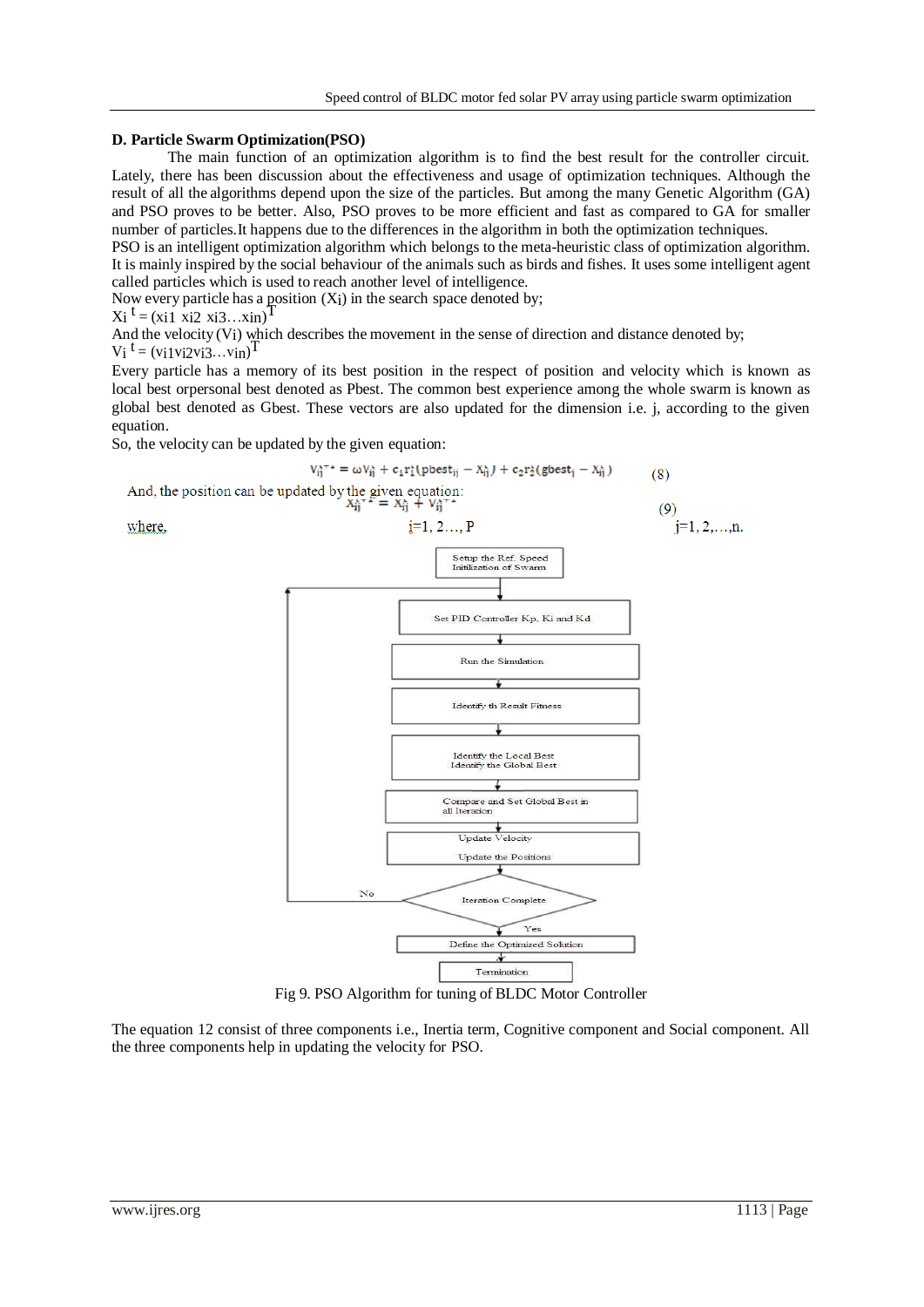### D. Particle Swarm Optimization(PSO)

The main function of an optimization algorithm is to find the best result for the controller circuit. Lately, there has been discussion about the effectiveness and usage of optimization techniques. Although the result of all the algorithms depend upon the size of the particles. But among the many Genetic Algorithm (GA) and PSO proves to be better. Also, PSO proves to be more efficient and fast as compared to GA for smaller number of particles.It happens due to the differences in the algorithm in both the optimization techniques.

PSO is an intelligent optimization algorithm which belongs to the meta-heuristic class of optimization algorithm. It is mainly inspired by the social behaviour of the animals such as birds and fishes. It uses some intelligent agent called particles which is used to reach another level of intelligence.

Now every particle has a position ($X_i$) in the search space denoted by;

$X_i{}^{t} = (xi1\ xi2\ xi3 \ldots xin)^T$

And the velocity (Vi) which describes the movement in the sense of direction and distance denoted by;

$V_i{}^{t} = (vi1vi2vi3 \ldots vin)^T$

Every particle has a memory of its best position in the respect of position and velocity which is known as local best orpersonal best denoted as Pbest. The common best experience among the whole swarm is known as global best denoted as Gbest. These vectors are also updated for the dimension i.e. j, according to the given equation.

So, the velocity can be updated by the given equation:

$$V_{ij}^{t+1} = \omega V_{ij}^{t} + c_1 r_1^{t}(pbest_{ij} - X_{ij}^{t}) + c_2 r_2^{t}(gbest_j - X_{ij}^{t}) \qquad (8)$$

And, the position can be updated by the given equation:

$$X_{ij}^{t+1} = X_{ij}^{t} + V_{ij}^{t+1} \qquad (9)$$

where, i=1, 2…, P j=1, 2,…,n.

Setup the Ref. Speed / Initialization of Swarm → Set PID Controller Kp, Ki and Kd → Run the Simulation → Identify th Result Fitness → Identify the Local Best / Identify the Global Best → Compare and Set Global Best in all Iteration → Update Velocity / Update the Positions → Iteration Complete (No → back to Set PID Controller; Yes →) → Define the Optimized Solution → Termination

Fig 9. PSO Algorithm for tuning of BLDC Motor Controller

The equation 12 consist of three components i.e., Inertia term, Cognitive component and Social component. All the three components help in updating the velocity for PSO.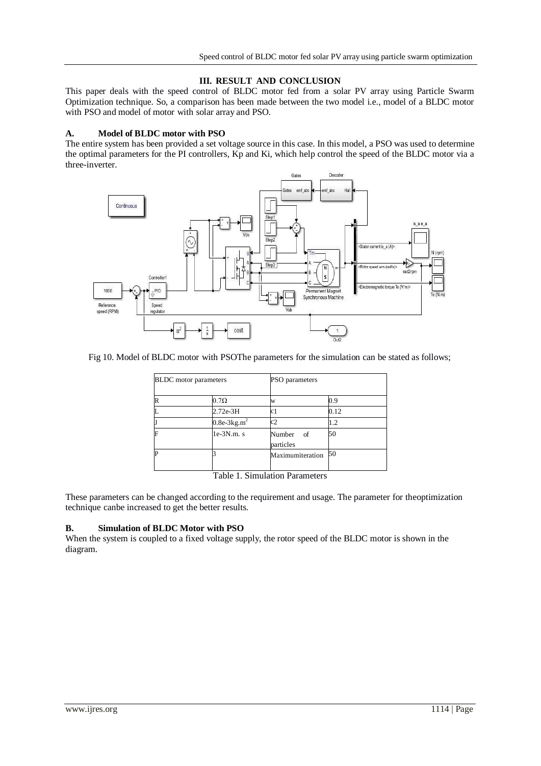## III. RESULT AND CONCLUSION

This paper deals with the speed control of BLDC motor fed from a solar PV array using Particle Swarm Optimization technique. So, a comparison has been made between the two model i.e., model of a BLDC motor with PSO and model of motor with solar array and PSO.

### A. Model of BLDC motor with PSO

The entire system has been provided a set voltage source in this case. In this model, a PSO was used to determine the optimal parameters for the PI controllers, Kp and Ki, which help control the speed of the BLDC motor via a three-inverter.

Fig 10. Model of BLDC motor with PSOThe parameters for the simulation can be stated as follows;

| BLDC motor parameters | | PSO parameters | |
|---|---|---|---|
| R | 0.7Ω | w | 0.9 |
| L | 2.72e-3H | c1 | 0.12 |
| J | 0.8e-3kg.$m^2$ | c2 | 1.2 |
| F | 1e-3N.m. s | Number of particles | 50 |
| P | 3 | Maximumiteration | 50 |

Table 1. Simulation Parameters

These parameters can be changed according to the requirement and usage. The parameter for theoptimization technique canbe increased to get the better results.

### B. Simulation of BLDC Motor with PSO

When the system is coupled to a fixed voltage supply, the rotor speed of the BLDC motor is shown in the diagram.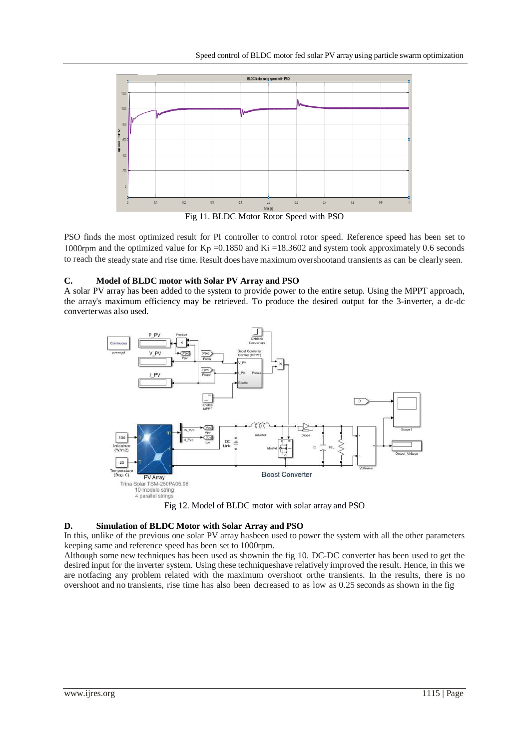Fig 11. BLDC Motor Rotor Speed with PSO

PSO finds the most optimized result for PI controller to control rotor speed. Reference speed has been set to 1000rpm and the optimized value for Kp =0.1850 and Ki =18.3602 and system took approximately 0.6 seconds to reach the steady state and rise time. Result does have maximum overshootand transients as can be clearly seen.

### C. Model of BLDC motor with Solar PV Array and PSO

A solar PV array has been added to the system to provide power to the entire setup. Using the MPPT approach, the array's maximum efficiency may be retrieved. To produce the desired output for the 3-inverter, a dc-dc converterwas also used.

Fig 12. Model of BLDC motor with solar array and PSO

### D. Simulation of BLDC Motor with Solar Array and PSO

In this, unlike of the previous one solar PV array hasbeen used to power the system with all the other parameters keeping same and reference speed has been set to 1000rpm.

Although some new techniques has been used as shownin the fig 10. DC-DC converter has been used to get the desired input for the inverter system. Using these techniqueshave relatively improved the result. Hence, in this we are notfacing any problem related with the maximum overshoot orthe transients. In the results, there is no overshoot and no transients, rise time has also been decreased to as low as 0.25 seconds as shown in the fig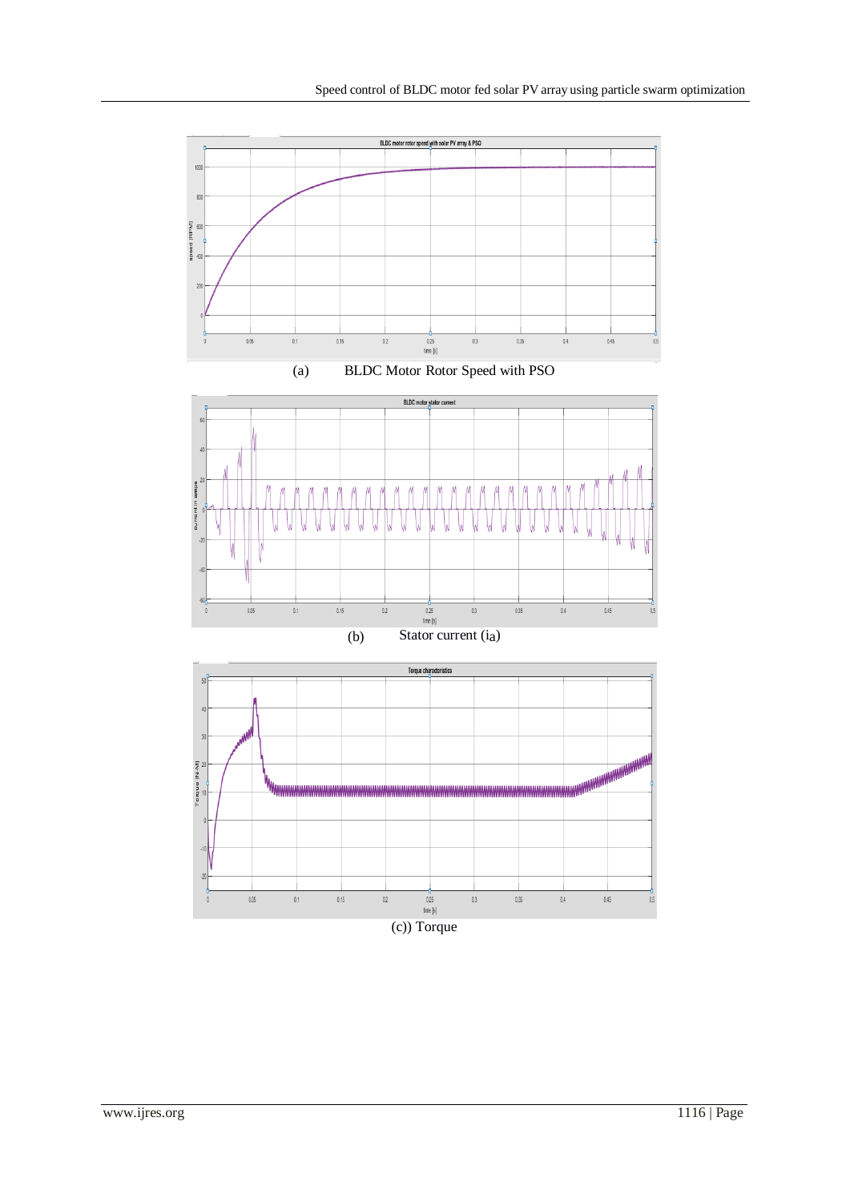(a) BLDC Motor Rotor Speed with PSO

(b) Stator current ($i_a$)

(c)) Torque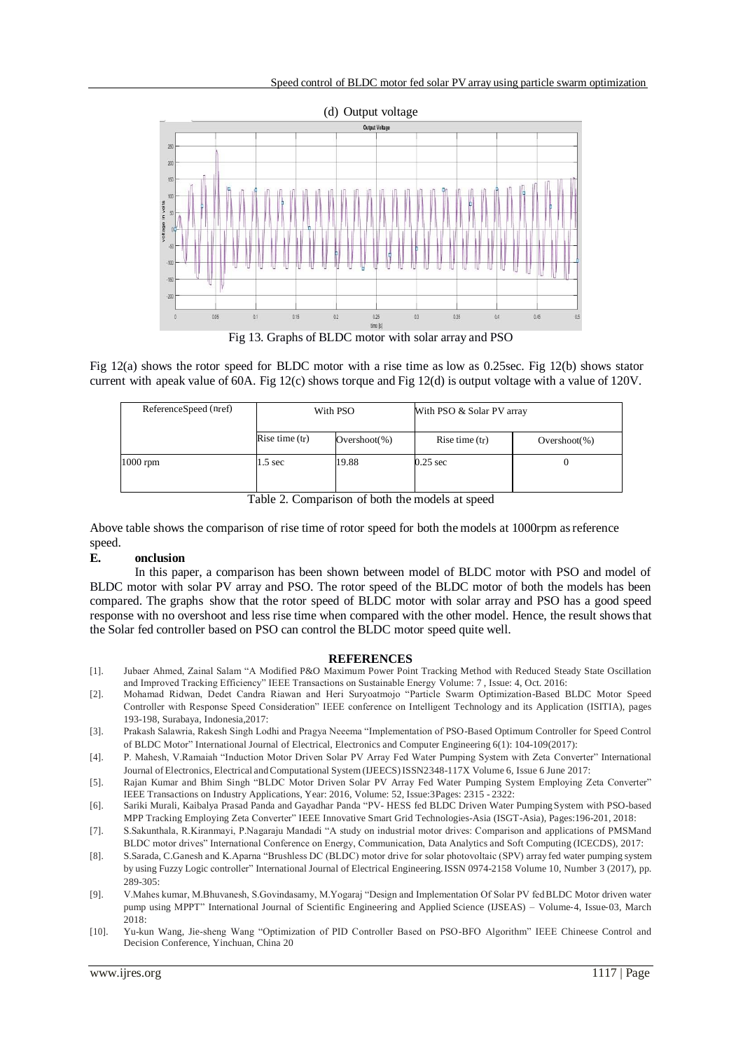(d) Output voltage

Output Voltage

250
200
150
100
50
0
-50
-100
-150
-200

voltage in volts

0 0.05 0.1 0.15 0.2 0.25 0.3 0.35 0.4 0.45 0.5

time (s)

Fig 13. Graphs of BLDC motor with solar array and PSO

Fig 12(a) shows the rotor speed for BLDC motor with a rise time as low as 0.25sec. Fig 12(b) shows stator current with apeak value of 60A. Fig 12(c) shows torque and Fig 12(d) is output voltage with a value of 120V.

| ReferenceSpeed (nref) | With PSO | | With PSO & Solar PV array | |
|---|---|---|---|---|
| | Rise time (tr) | Overshoot(%) | Rise time (tr) | Overshoot(%) |
| 1000 rpm | 1.5 sec | 19.88 | 0.25 sec | 0 |

Table 2. Comparison of both the models at speed

Above table shows the comparison of rise time of rotor speed for both the models at 1000rpm as reference speed.

## E. onclusion

In this paper, a comparison has been shown between model of BLDC motor with PSO and model of BLDC motor with solar PV array and PSO. The rotor speed of the BLDC motor of both the models has been compared. The graphs show that the rotor speed of BLDC motor with solar array and PSO has a good speed response with no overshoot and less rise time when compared with the other model. Hence, the result shows that the Solar fed controller based on PSO can control the BLDC motor speed quite well.

## REFERENCES

[1]. Jubaer Ahmed, Zainal Salam "A Modified P&O Maximum Power Point Tracking Method with Reduced Steady State Oscillation and Improved Tracking Efficiency" IEEE Transactions on Sustainable Energy Volume: 7 , Issue: 4, Oct. 2016:

[2]. Mohamad Ridwan, Dedet Candra Riawan and Heri Suryoatmojo "Particle Swarm Optimization-Based BLDC Motor Speed Controller with Response Speed Consideration" IEEE conference on Intelligent Technology and its Application (ISITIA), pages 193-198, Surabaya, Indonesia,2017:

[3]. Prakash Salawria, Rakesh Singh Lodhi and Pragya Neeema "Implementation of PSO-Based Optimum Controller for Speed Control of BLDC Motor" International Journal of Electrical, Electronics and Computer Engineering 6(1): 104-109(2017):

[4]. P. Mahesh, V.Ramaiah "Induction Motor Driven Solar PV Array Fed Water Pumping System with Zeta Converter" International Journal of Electronics, Electrical and Computational System (IJEECS) ISSN2348-117X Volume 6, Issue 6 June 2017:

[5]. Rajan Kumar and Bhim Singh "BLDC Motor Driven Solar PV Array Fed Water Pumping System Employing Zeta Converter" IEEE Transactions on Industry Applications, Year: 2016, Volume: 52, Issue:3Pages: 2315 - 2322:

[6]. Sariki Murali, Kaibalya Prasad Panda and Gayadhar Panda "PV- HESS fed BLDC Driven Water Pumping System with PSO-based MPP Tracking Employing Zeta Converter" IEEE Innovative Smart Grid Technologies-Asia (ISGT-Asia), Pages:196-201, 2018:

[7]. S.Sakunthala, R.Kiranmayi, P.Nagaraju Mandadi "A study on industrial motor drives: Comparison and applications of PMSMand BLDC motor drives" International Conference on Energy, Communication, Data Analytics and Soft Computing (ICECDS), 2017:

[8]. S.Sarada, C.Ganesh and K.Aparna "Brushless DC (BLDC) motor drive for solar photovoltaic (SPV) array fed water pumping system by using Fuzzy Logic controller" International Journal of Electrical Engineering. ISSN 0974-2158 Volume 10, Number 3 (2017), pp. 289-305:

[9]. V.Mahes kumar, M.Bhuvanesh, S.Govindasamy, M.Yogaraj "Design and Implementation Of Solar PV fed BLDC Motor driven water pump using MPPT" International Journal of Scientific Engineering and Applied Science (IJSEAS) – Volume-4, Issue-03, March 2018:

[10]. Yu-kun Wang, Jie-sheng Wang "Optimization of PID Controller Based on PSO-BFO Algorithm" IEEE Chineese Control and Decision Conference, Yinchuan, China 20